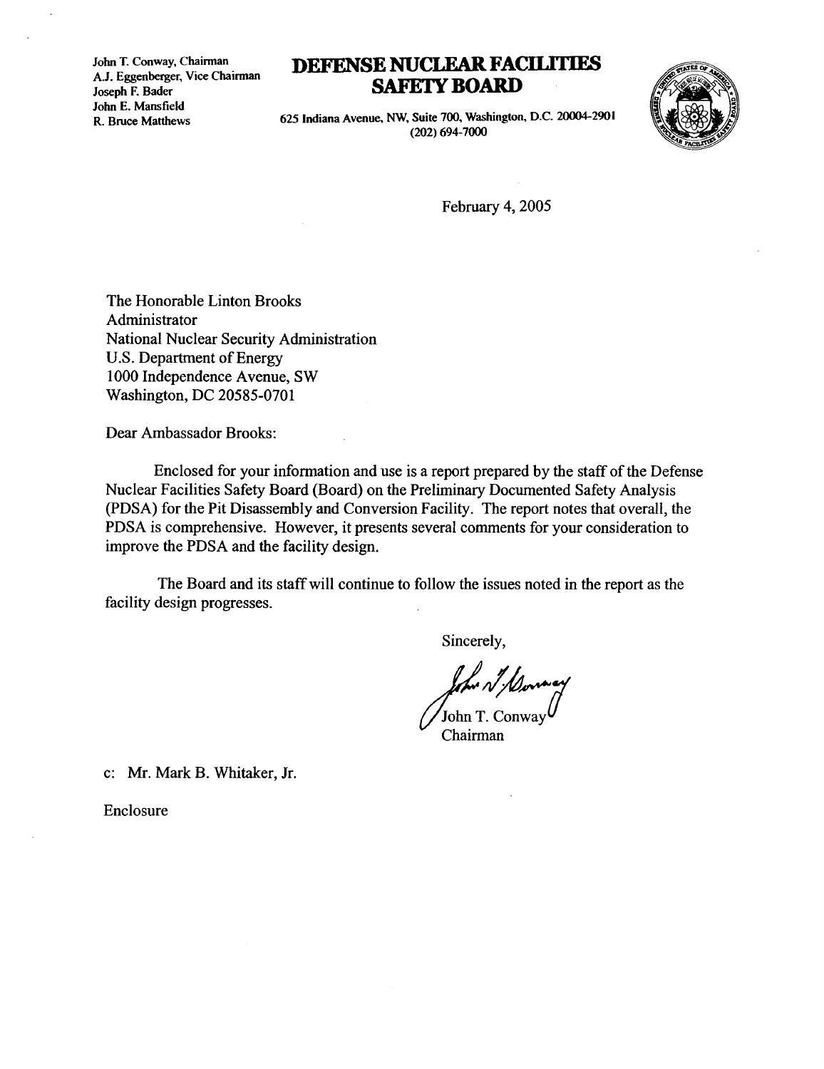John T. Conway, Chairman
A.J. Eggenberger, Vice Chairman
Joseph F. Bader
John E. Mansfield
R. Bruce Matthews

# DEFENSE NUCLEAR FACILITIES SAFETY BOARD

625 Indiana Avenue, NW, Suite 700, Washington, D.C. 20004-2901
(202) 694-7000

February 4, 2005

The Honorable Linton Brooks
Administrator
National Nuclear Security Administration
U.S. Department of Energy
1000 Independence Avenue, SW
Washington, DC 20585-0701

Dear Ambassador Brooks:

Enclosed for your information and use is a report prepared by the staff of the Defense Nuclear Facilities Safety Board (Board) on the Preliminary Documented Safety Analysis (PDSA) for the Pit Disassembly and Conversion Facility. The report notes that overall, the PDSA is comprehensive. However, it presents several comments for your consideration to improve the PDSA and the facility design.

The Board and its staff will continue to follow the issues noted in the report as the facility design progresses.

Sincerely,

John T. Conway
Chairman

c: Mr. Mark B. Whitaker, Jr.

Enclosure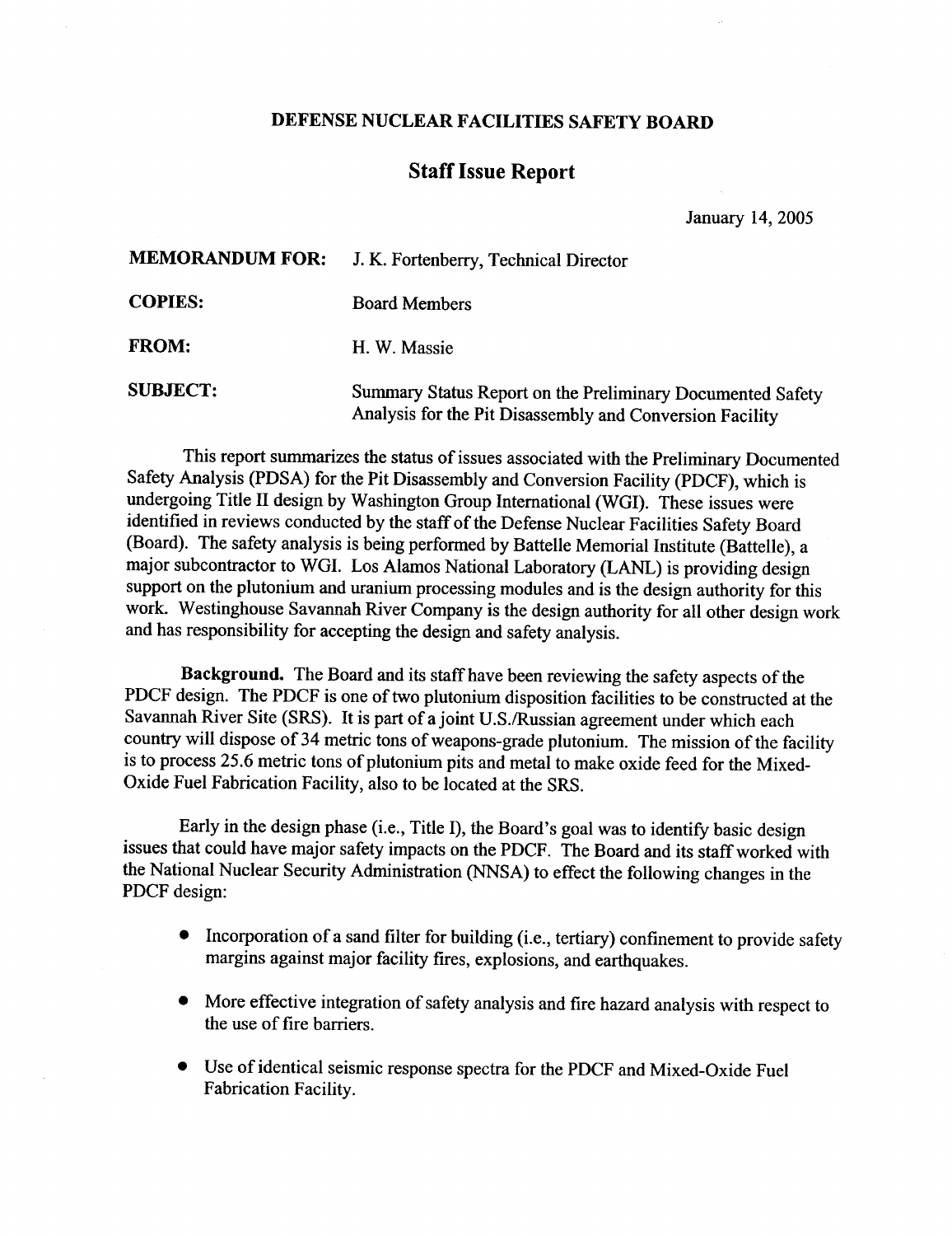# DEFENSE NUCLEAR FACILITIES SAFETY BOARD

## Staff Issue Report

January 14, 2005

**MEMORANDUM FOR:** J. K. Fortenberry, Technical Director

**COPIES:** Board Members

**FROM:** H. W. Massie

**SUBJECT:** Summary Status Report on the Preliminary Documented Safety Analysis for the Pit Disassembly and Conversion Facility

This report summarizes the status of issues associated with the Preliminary Documented Safety Analysis (PDSA) for the Pit Disassembly and Conversion Facility (PDCF), which is undergoing Title II design by Washington Group International (WGI). These issues were identified in reviews conducted by the staff of the Defense Nuclear Facilities Safety Board (Board). The safety analysis is being performed by Battelle Memorial Institute (Battelle), a major subcontractor to WGI. Los Alamos National Laboratory (LANL) is providing design support on the plutonium and uranium processing modules and is the design authority for this work. Westinghouse Savannah River Company is the design authority for all other design work and has responsibility for accepting the design and safety analysis.

**Background.** The Board and its staff have been reviewing the safety aspects of the PDCF design. The PDCF is one of two plutonium disposition facilities to be constructed at the Savannah River Site (SRS). It is part of a joint U.S./Russian agreement under which each country will dispose of 34 metric tons of weapons-grade plutonium. The mission of the facility is to process 25.6 metric tons of plutonium pits and metal to make oxide feed for the Mixed-Oxide Fuel Fabrication Facility, also to be located at the SRS.

Early in the design phase (i.e., Title I), the Board's goal was to identify basic design issues that could have major safety impacts on the PDCF. The Board and its staff worked with the National Nuclear Security Administration (NNSA) to effect the following changes in the PDCF design:

- Incorporation of a sand filter for building (i.e., tertiary) confinement to provide safety margins against major facility fires, explosions, and earthquakes.
- More effective integration of safety analysis and fire hazard analysis with respect to the use of fire barriers.
- Use of identical seismic response spectra for the PDCF and Mixed-Oxide Fuel Fabrication Facility.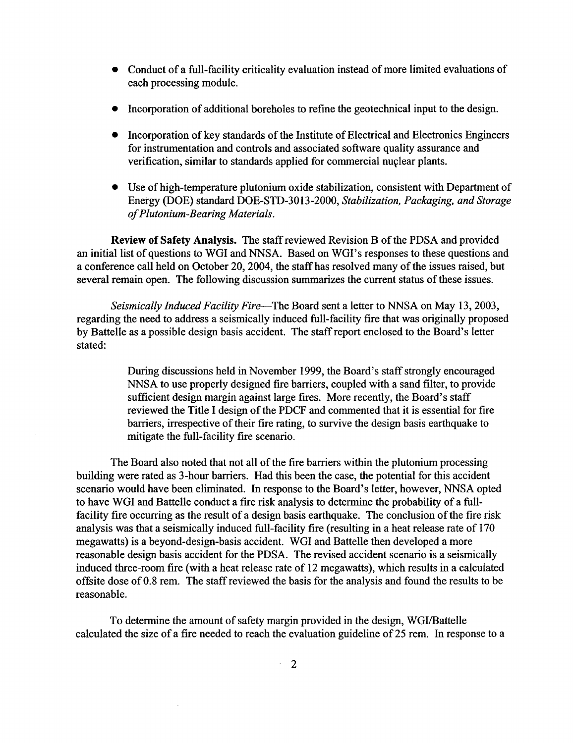- Conduct of a full-facility criticality evaluation instead of more limited evaluations of each processing module.
- Incorporation of additional boreholes to refine the geotechnical input to the design.
- Incorporation of key standards of the Institute of Electrical and Electronics Engineers for instrumentation and controls and associated software quality assurance and verification, similar to standards applied for commercial nuçlear plants.
- Use of high-temperature plutonium oxide stabilization, consistent with Department of Energy (DOE) standard DOE-STD-3013-2000, *Stabilization, Packaging, and Storage of Plutonium-Bearing Materials*.

**Review of Safety Analysis.** The staff reviewed Revision B of the PDSA and provided an initial list of questions to WGI and NNSA. Based on WGI's responses to these questions and a conference call held on October 20, 2004, the staff has resolved many of the issues raised, but several remain open. The following discussion summarizes the current status of these issues.

*Seismically Induced Facility Fire*—The Board sent a letter to NNSA on May 13, 2003, regarding the need to address a seismically induced full-facility fire that was originally proposed by Battelle as a possible design basis accident. The staff report enclosed to the Board's letter stated:

> During discussions held in November 1999, the Board's staff strongly encouraged NNSA to use properly designed fire barriers, coupled with a sand filter, to provide sufficient design margin against large fires. More recently, the Board's staff reviewed the Title I design of the PDCF and commented that it is essential for fire barriers, irrespective of their fire rating, to survive the design basis earthquake to mitigate the full-facility fire scenario.

The Board also noted that not all of the fire barriers within the plutonium processing building were rated as 3-hour barriers. Had this been the case, the potential for this accident scenario would have been eliminated. In response to the Board's letter, however, NNSA opted to have WGI and Battelle conduct a fire risk analysis to determine the probability of a full-facility fire occurring as the result of a design basis earthquake. The conclusion of the fire risk analysis was that a seismically induced full-facility fire (resulting in a heat release rate of 170 megawatts) is a beyond-design-basis accident. WGI and Battelle then developed a more reasonable design basis accident for the PDSA. The revised accident scenario is a seismically induced three-room fire (with a heat release rate of 12 megawatts), which results in a calculated offsite dose of 0.8 rem. The staff reviewed the basis for the analysis and found the results to be reasonable.

To determine the amount of safety margin provided in the design, WGI/Battelle calculated the size of a fire needed to reach the evaluation guideline of 25 rem. In response to a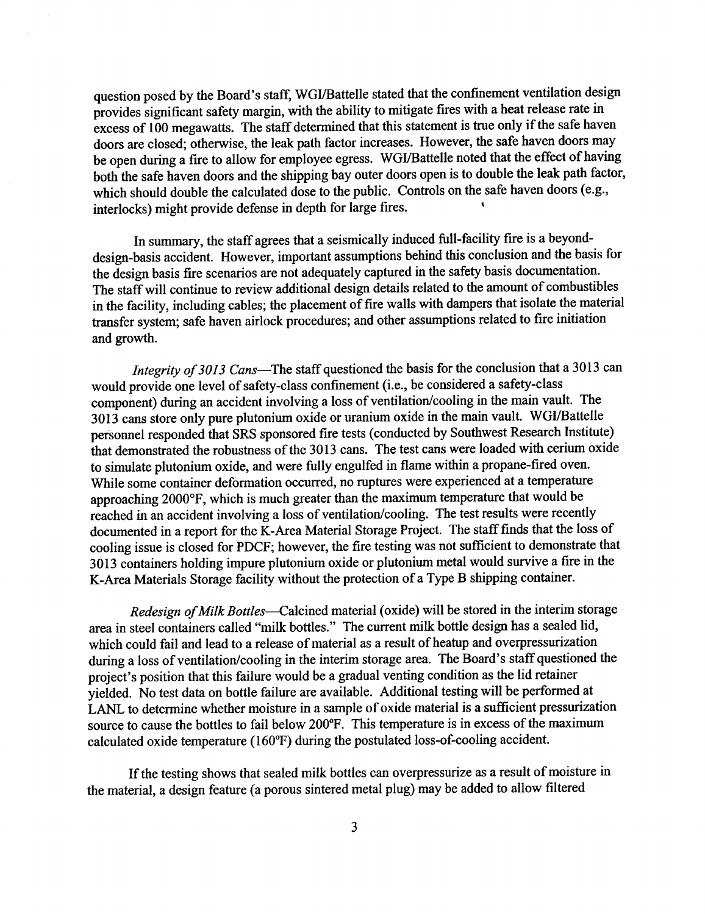question posed by the Board's staff, WGI/Battelle stated that the confinement ventilation design provides significant safety margin, with the ability to mitigate fires with a heat release rate in excess of 100 megawatts. The staff determined that this statement is true only if the safe haven doors are closed; otherwise, the leak path factor increases. However, the safe haven doors may be open during a fire to allow for employee egress. WGI/Battelle noted that the effect of having both the safe haven doors and the shipping bay outer doors open is to double the leak path factor, which should double the calculated dose to the public. Controls on the safe haven doors (e.g., interlocks) might provide defense in depth for large fires.

In summary, the staff agrees that a seismically induced full-facility fire is a beyond-design-basis accident. However, important assumptions behind this conclusion and the basis for the design basis fire scenarios are not adequately captured in the safety basis documentation. The staff will continue to review additional design details related to the amount of combustibles in the facility, including cables; the placement of fire walls with dampers that isolate the material transfer system; safe haven airlock procedures; and other assumptions related to fire initiation and growth.

*Integrity of 3013 Cans*—The staff questioned the basis for the conclusion that a 3013 can would provide one level of safety-class confinement (i.e., be considered a safety-class component) during an accident involving a loss of ventilation/cooling in the main vault. The 3013 cans store only pure plutonium oxide or uranium oxide in the main vault. WGI/Battelle personnel responded that SRS sponsored fire tests (conducted by Southwest Research Institute) that demonstrated the robustness of the 3013 cans. The test cans were loaded with cerium oxide to simulate plutonium oxide, and were fully engulfed in flame within a propane-fired oven. While some container deformation occurred, no ruptures were experienced at a temperature approaching 2000°F, which is much greater than the maximum temperature that would be reached in an accident involving a loss of ventilation/cooling. The test results were recently documented in a report for the K-Area Material Storage Project. The staff finds that the loss of cooling issue is closed for PDCF; however, the fire testing was not sufficient to demonstrate that 3013 containers holding impure plutonium oxide or plutonium metal would survive a fire in the K-Area Materials Storage facility without the protection of a Type B shipping container.

*Redesign of Milk Bottles*—Calcined material (oxide) will be stored in the interim storage area in steel containers called "milk bottles." The current milk bottle design has a sealed lid, which could fail and lead to a release of material as a result of heatup and overpressurization during a loss of ventilation/cooling in the interim storage area. The Board's staff questioned the project's position that this failure would be a gradual venting condition as the lid retainer yielded. No test data on bottle failure are available. Additional testing will be performed at LANL to determine whether moisture in a sample of oxide material is a sufficient pressurization source to cause the bottles to fail below 200°F. This temperature is in excess of the maximum calculated oxide temperature (160°F) during the postulated loss-of-cooling accident.

If the testing shows that sealed milk bottles can overpressurize as a result of moisture in the material, a design feature (a porous sintered metal plug) may be added to allow filtered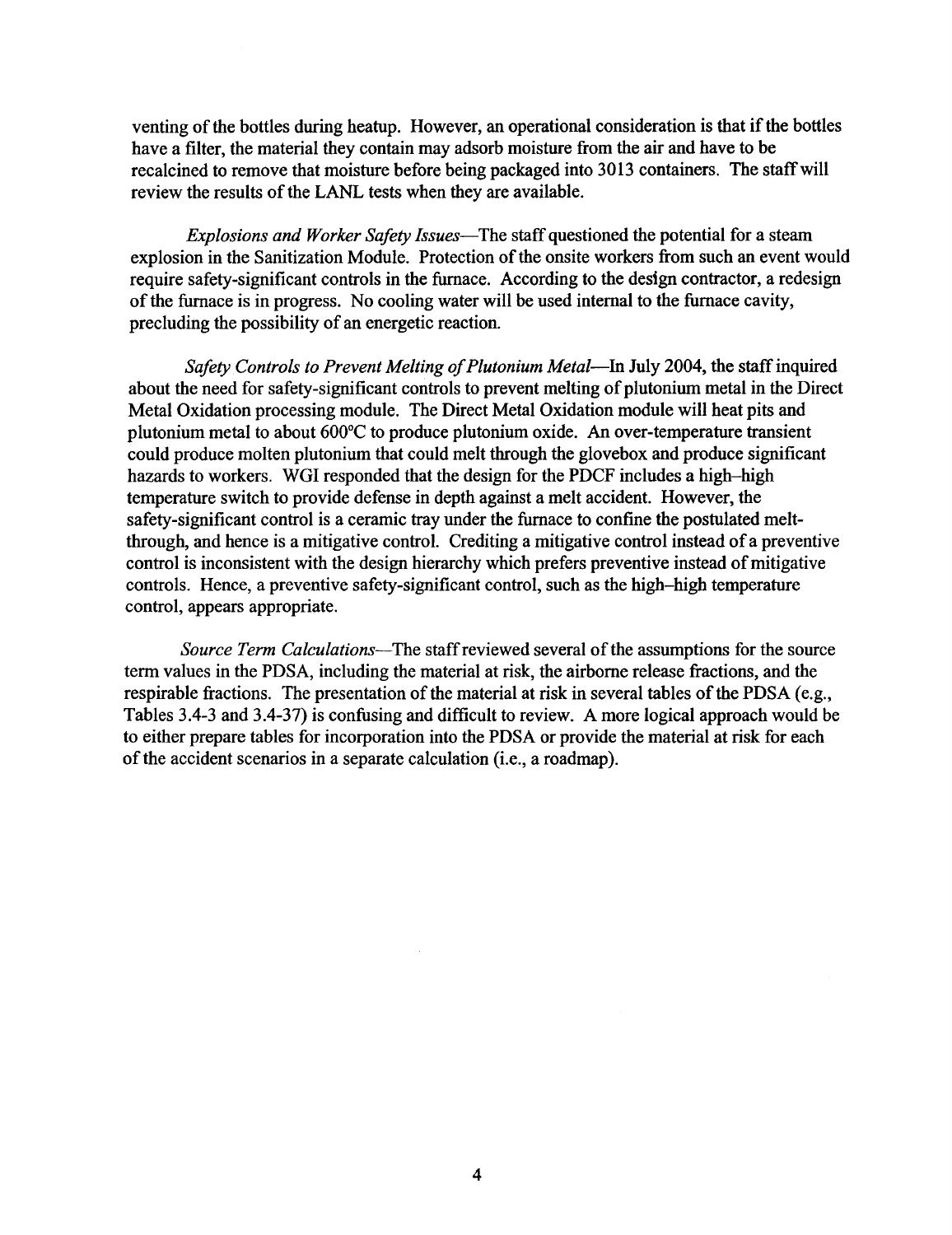venting of the bottles during heatup. However, an operational consideration is that if the bottles have a filter, the material they contain may adsorb moisture from the air and have to be recalcined to remove that moisture before being packaged into 3013 containers. The staff will review the results of the LANL tests when they are available.

*Explosions and Worker Safety Issues*—The staff questioned the potential for a steam explosion in the Sanitization Module. Protection of the onsite workers from such an event would require safety-significant controls in the furnace. According to the design contractor, a redesign of the furnace is in progress. No cooling water will be used internal to the furnace cavity, precluding the possibility of an energetic reaction.

*Safety Controls to Prevent Melting of Plutonium Metal*—In July 2004, the staff inquired about the need for safety-significant controls to prevent melting of plutonium metal in the Direct Metal Oxidation processing module. The Direct Metal Oxidation module will heat pits and plutonium metal to about 600°C to produce plutonium oxide. An over-temperature transient could produce molten plutonium that could melt through the glovebox and produce significant hazards to workers. WGI responded that the design for the PDCF includes a high–high temperature switch to provide defense in depth against a melt accident. However, the safety-significant control is a ceramic tray under the furnace to confine the postulated melt-through, and hence is a mitigative control. Crediting a mitigative control instead of a preventive control is inconsistent with the design hierarchy which prefers preventive instead of mitigative controls. Hence, a preventive safety-significant control, such as the high–high temperature control, appears appropriate.

*Source Term Calculations*—The staff reviewed several of the assumptions for the source term values in the PDSA, including the material at risk, the airborne release fractions, and the respirable fractions. The presentation of the material at risk in several tables of the PDSA (e.g., Tables 3.4-3 and 3.4-37) is confusing and difficult to review. A more logical approach would be to either prepare tables for incorporation into the PDSA or provide the material at risk for each of the accident scenarios in a separate calculation (i.e., a roadmap).